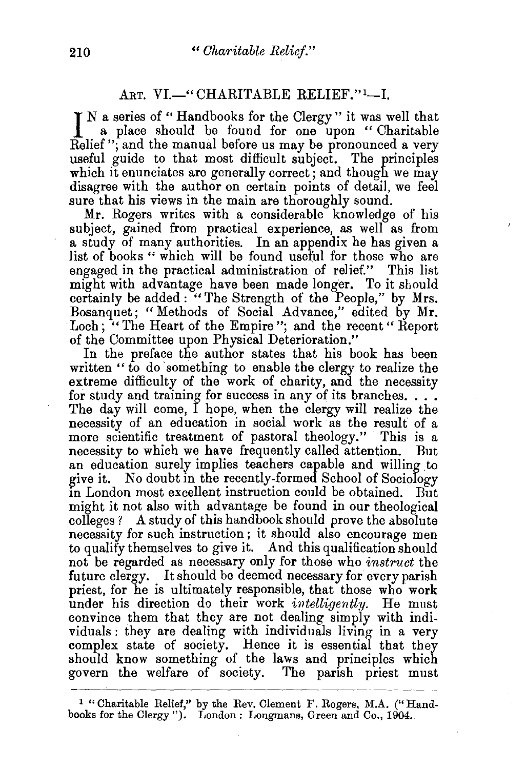## Art. VI.—"CHARITABLE RELIEF."[1]—I.

In a series of "Handbooks for the Clergy" it was well that a place should be found for one upon "Charitable Relief"; and the manual before us may be pronounced a very useful guide to that most difficult subject. The principles which it enunciates are generally correct; and though we may disagree with the author on certain points of detail, we feel sure that his views in the main are thoroughly sound.

Mr. Rogers writes with a considerable knowledge of his subject, gained from practical experience, as well as from a study of many authorities. In an appendix he has given a list of books "which will be found useful for those who are engaged in the practical administration of relief." This list might with advantage have been made longer. To it should certainly be added: "The Strength of the People," by Mrs. Bosanquet; "Methods of Social Advance," edited by Mr. Loch; "The Heart of the Empire"; and the recent "Report of the Committee upon Physical Deterioration."

In the preface the author states that his book has been written "to do something to enable the clergy to realize the extreme difficulty of the work of charity, and the necessity for study and training for success in any of its branches. . . . The day will come, I hope, when the clergy will realize the necessity of an education in social work as the result of a more scientific treatment of pastoral theology." This is a necessity to which we have frequently called attention. But an education surely implies teachers capable and willing to give it. No doubt in the recently-formed School of Sociology in London most excellent instruction could be obtained. But might it not also with advantage be found in our theological colleges? A study of this handbook should prove the absolute necessity for such instruction; it should also encourage men to qualify themselves to give it. And this qualification should not be regarded as necessary only for those who *instruct* the future clergy. It should be deemed necessary for every parish priest, for he is ultimately responsible, that those who work under his direction do their work *intelligently*. He must convince them that they are not dealing simply with individuals: they are dealing with individuals living in a very complex state of society. Hence it is essential that they should know something of the laws and principles which govern the welfare of society. The parish priest must

---

[1] "Charitable Relief," by the Rev. Clement F. Rogers, M.A. ("Handbooks for the Clergy"). London: Longmans, Green and Co., 1904.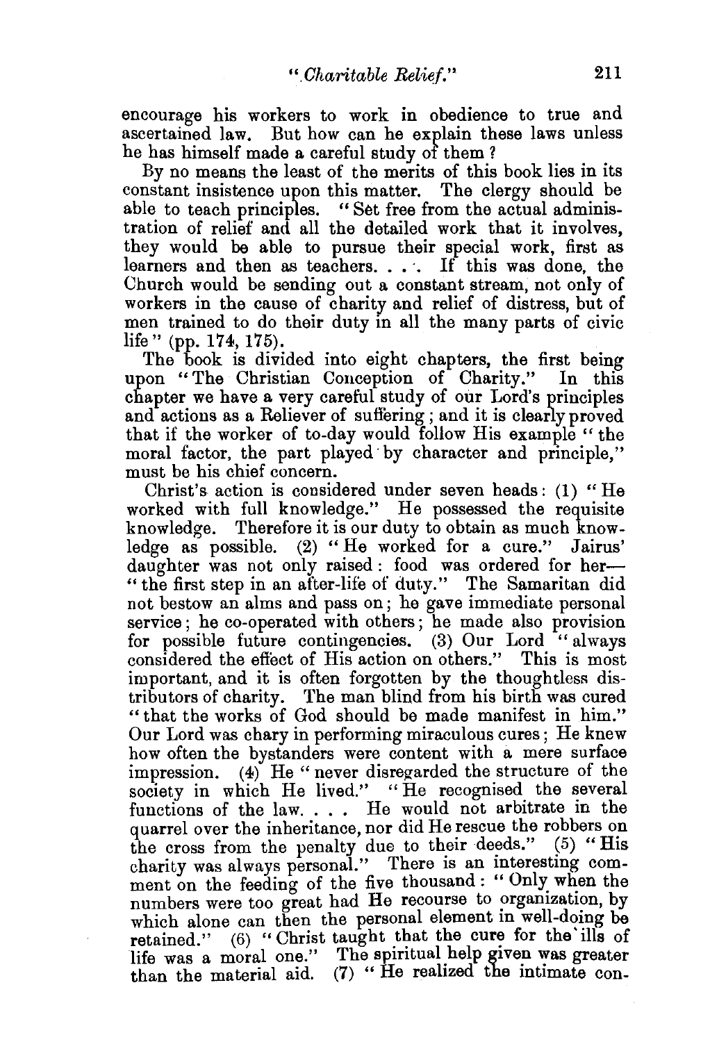encourage his workers to work in obedience to true and ascertained law. But how can he explain these laws unless he has himself made a careful study of them?

By no means the least of the merits of this book lies in its constant insistence upon this matter. The clergy should be able to teach principles. "Set free from the actual administration of relief and all the detailed work that it involves, they would be able to pursue their special work, first as learners and then as teachers. . . . If this was done, the Church would be sending out a constant stream, not only of workers in the cause of charity and relief of distress, but of men trained to do their duty in all the many parts of civic life" (pp. 174, 175).

The book is divided into eight chapters, the first being upon "The Christian Conception of Charity." In this chapter we have a very careful study of our Lord's principles and actions as a Reliever of suffering; and it is clearly proved that if the worker of to-day would follow His example "the moral factor, the part played by character and principle," must be his chief concern.

Christ's action is considered under seven heads: (1) "He worked with full knowledge." He possessed the requisite knowledge. Therefore it is our duty to obtain as much knowledge as possible. (2) "He worked for a cure." Jairus' daughter was not only raised: food was ordered for her—"the first step in an after-life of duty." The Samaritan did not bestow an alms and pass on; he gave immediate personal service; he co-operated with others; he made also provision for possible future contingencies. (3) Our Lord "always considered the effect of His action on others." This is most important, and it is often forgotten by the thoughtless distributors of charity. The man blind from his birth was cured "that the works of God should be made manifest in him." Our Lord was chary in performing miraculous cures; He knew how often the bystanders were content with a mere surface impression. (4) He "never disregarded the structure of the society in which He lived." "He recognised the several functions of the law. . . . He would not arbitrate in the quarrel over the inheritance, nor did He rescue the robbers on the cross from the penalty due to their deeds." (5) "His charity was always personal." There is an interesting comment on the feeding of the five thousand: "Only when the numbers were too great had He recourse to organization, by which alone can then the personal element in well-doing be retained." (6) "Christ taught that the cure for the ills of life was a moral one." The spiritual help given was greater than the material aid. (7) "He realized the intimate con-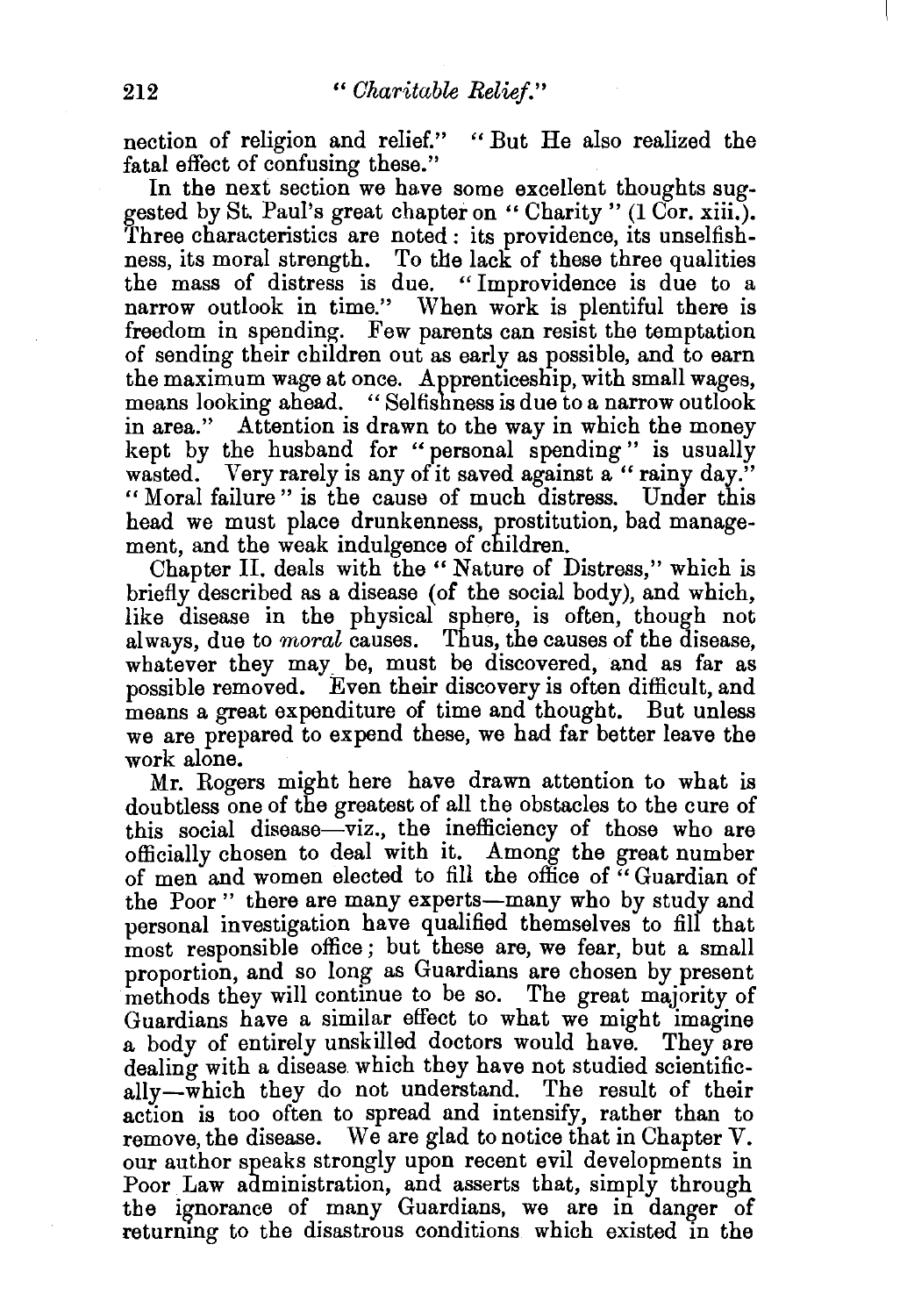nection of religion and relief." "But He also realized the fatal effect of confusing these."

In the next section we have some excellent thoughts suggested by St. Paul's great chapter on "Charity" (1 Cor. xiii.). Three characteristics are noted: its providence, its unselfishness, its moral strength. To the lack of these three qualities the mass of distress is due. "Improvidence is due to a narrow outlook in time." When work is plentiful there is freedom in spending. Few parents can resist the temptation of sending their children out as early as possible, and to earn the maximum wage at once. Apprenticeship, with small wages, means looking ahead. "Selfishness is due to a narrow outlook in area." Attention is drawn to the way in which the money kept by the husband for "personal spending" is usually wasted. Very rarely is any of it saved against a "rainy day." "Moral failure" is the cause of much distress. Under this head we must place drunkenness, prostitution, bad management, and the weak indulgence of children.

Chapter II. deals with the "Nature of Distress," which is briefly described as a disease (of the social body), and which, like disease in the physical sphere, is often, though not always, due to *moral* causes. Thus, the causes of the disease, whatever they may be, must be discovered, and as far as possible removed. Even their discovery is often difficult, and means a great expenditure of time and thought. But unless we are prepared to expend these, we had far better leave the work alone.

Mr. Rogers might here have drawn attention to what is doubtless one of the greatest of all the obstacles to the cure of this social disease—viz., the inefficiency of those who are officially chosen to deal with it. Among the great number of men and women elected to fill the office of "Guardian of the Poor" there are many experts—many who by study and personal investigation have qualified themselves to fill that most responsible office; but these are, we fear, but a small proportion, and so long as Guardians are chosen by present methods they will continue to be so. The great majority of Guardians have a similar effect to what we might imagine a body of entirely unskilled doctors would have. They are dealing with a disease which they have not studied scientifically—which they do not understand. The result of their action is too often to spread and intensify, rather than to remove, the disease. We are glad to notice that in Chapter V. our author speaks strongly upon recent evil developments in Poor Law administration, and asserts that, simply through the ignorance of many Guardians, we are in danger of returning to the disastrous conditions which existed in the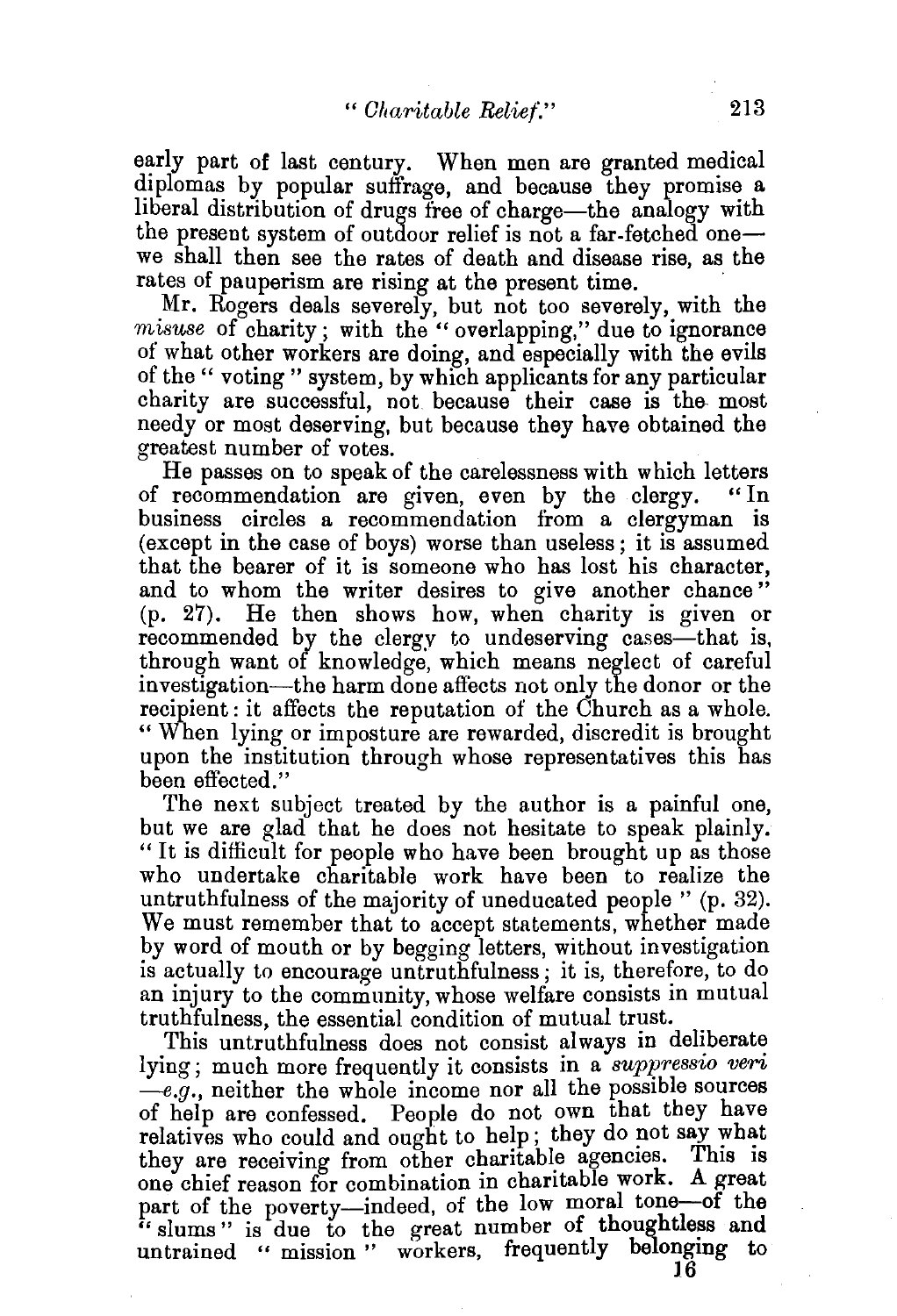early part of last century. When men are granted medical diplomas by popular suffrage, and because they promise a liberal distribution of drugs free of charge—the analogy with the present system of outdoor relief is not a far-fetched one—we shall then see the rates of death and disease rise, as the rates of pauperism are rising at the present time.

Mr. Rogers deals severely, but not too severely, with the *misuse* of charity; with the "overlapping," due to ignorance of what other workers are doing, and especially with the evils of the "voting" system, by which applicants for any particular charity are successful, not because their case is the most needy or most deserving, but because they have obtained the greatest number of votes.

He passes on to speak of the carelessness with which letters of recommendation are given, even by the clergy. "In business circles a recommendation from a clergyman is (except in the case of boys) worse than useless; it is assumed that the bearer of it is someone who has lost his character, and to whom the writer desires to give another chance" (p. 27). He then shows how, when charity is given or recommended by the clergy to undeserving cases—that is, through want of knowledge, which means neglect of careful investigation—the harm done affects not only the donor or the recipient: it affects the reputation of the Church as a whole. "When lying or imposture are rewarded, discredit is brought upon the institution through whose representatives this has been effected."

The next subject treated by the author is a painful one, but we are glad that he does not hesitate to speak plainly. "It is difficult for people who have been brought up as those who undertake charitable work have been to realize the untruthfulness of the majority of uneducated people" (p. 32). We must remember that to accept statements, whether made by word of mouth or by begging letters, without investigation is actually to encourage untruthfulness; it is, therefore, to do an injury to the community, whose welfare consists in mutual truthfulness, the essential condition of mutual trust.

This untruthfulness does not consist always in deliberate lying; much more frequently it consists in a *suppressio veri*—*e.g.*, neither the whole income nor all the possible sources of help are confessed. People do not own that they have relatives who could and ought to help; they do not say what they are receiving from other charitable agencies. This is one chief reason for combination in charitable work. A great part of the poverty—indeed, of the low moral tone—of the "slums" is due to the great number of thoughtless and untrained "mission" workers, frequently belonging to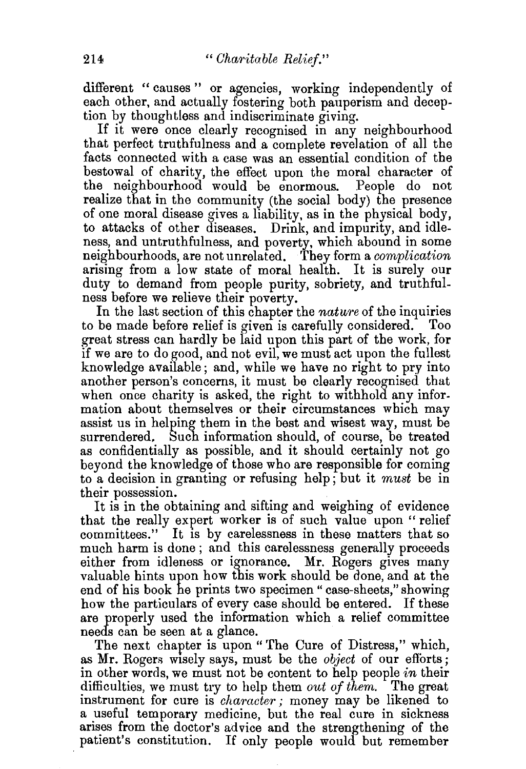different "causes" or agencies, working independently of each other, and actually fostering both pauperism and deception by thoughtless and indiscriminate giving.

If it were once clearly recognised in any neighbourhood that perfect truthfulness and a complete revelation of all the facts connected with a case was an essential condition of the bestowal of charity, the effect upon the moral character of the neighbourhood would be enormous. People do not realize that in the community (the social body) the presence of one moral disease gives a liability, as in the physical body, to attacks of other diseases. Drink, and impurity, and idleness, and untruthfulness, and poverty, which abound in some neighbourhoods, are not unrelated. They form a *complication* arising from a low state of moral health. It is surely our duty to demand from people purity, sobriety, and truthfulness before we relieve their poverty.

In the last section of this chapter the *nature* of the inquiries to be made before relief is given is carefully considered. Too great stress can hardly be laid upon this part of the work, for if we are to do good, and not evil, we must act upon the fullest knowledge available; and, while we have no right to pry into another person's concerns, it must be clearly recognised that when once charity is asked, the right to withhold any information about themselves or their circumstances which may assist us in helping them in the best and wisest way, must be surrendered. Such information should, of course, be treated as confidentially as possible, and it should certainly not go beyond the knowledge of those who are responsible for coming to a decision in granting or refusing help; but it *must* be in their possession.

It is in the obtaining and sifting and weighing of evidence that the really expert worker is of such value upon "relief committees." It is by carelessness in these matters that so much harm is done; and this carelessness generally proceeds either from idleness or ignorance. Mr. Rogers gives many valuable hints upon how this work should be done, and at the end of his book he prints two specimen "case-sheets," showing how the particulars of every case should be entered. If these are properly used the information which a relief committee needs can be seen at a glance.

The next chapter is upon "The Cure of Distress," which, as Mr. Rogers wisely says, must be the *object* of our efforts; in other words, we must not be content to help people *in* their difficulties, we must try to help them *out of them.* The great instrument for cure is *character;* money may be likened to a useful temporary medicine, but the real cure in sickness arises from the doctor's advice and the strengthening of the patient's constitution. If only people would but remember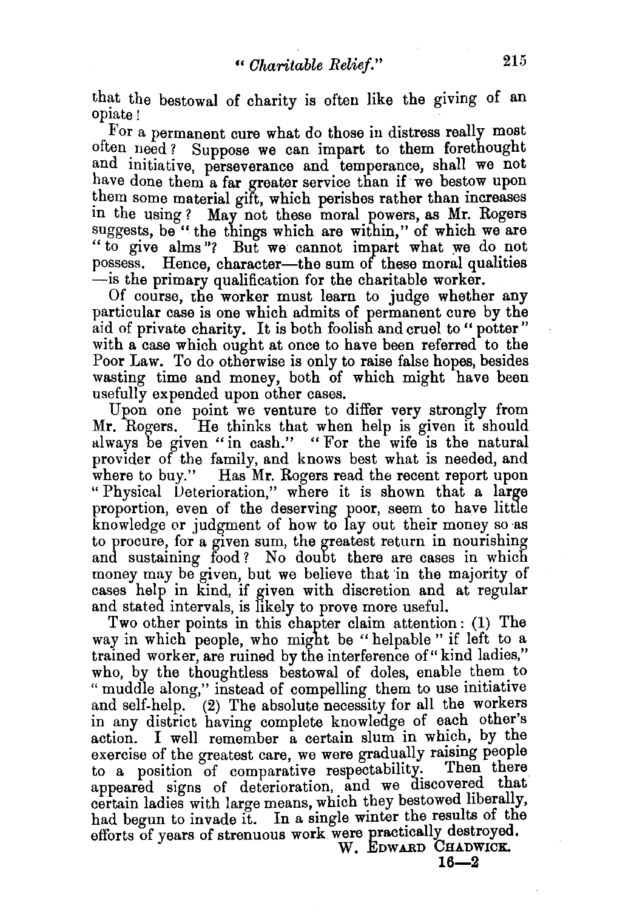that the bestowal of charity is often like the giving of an opiate!

For a permanent cure what do those in distress really most often need? Suppose we can impart to them forethought and initiative, perseverance and temperance, shall we not have done them a far greater service than if we bestow upon them some material gift, which perishes rather than increases in the using? May not these moral powers, as Mr. Rogers suggests, be "the things which are within," of which we are "to give alms"? But we cannot impart what we do not possess. Hence, character—the sum of these moral qualities—is the primary qualification for the charitable worker.

Of course, the worker must learn to judge whether any particular case is one which admits of permanent cure by the aid of private charity. It is both foolish and cruel to "potter" with a case which ought at once to have been referred to the Poor Law. To do otherwise is only to raise false hopes, besides wasting time and money, both of which might have been usefully expended upon other cases.

Upon one point we venture to differ very strongly from Mr. Rogers. He thinks that when help is given it should always be given "in cash." "For the wife is the natural provider of the family, and knows best what is needed, and where to buy." Has Mr. Rogers read the recent report upon "Physical Deterioration," where it is shown that a large proportion, even of the deserving poor, seem to have little knowledge or judgment of how to lay out their money so as to procure, for a given sum, the greatest return in nourishing and sustaining food? No doubt there are cases in which money may be given, but we believe that in the majority of cases help in kind, if given with discretion and at regular and stated intervals, is likely to prove more useful.

Two other points in this chapter claim attention: (1) The way in which people, who might be "helpable" if left to a trained worker, are ruined by the interference of "kind ladies," who, by the thoughtless bestowal of doles, enable them to "muddle along," instead of compelling them to use initiative and self-help. (2) The absolute necessity for all the workers in any district having complete knowledge of each other's action. I well remember a certain slum in which, by the exercise of the greatest care, we were gradually raising people to a position of comparative respectability. Then there appeared signs of deterioration, and we discovered that certain ladies with large means, which they bestowed liberally, had begun to invade it. In a single winter the results of the efforts of years of strenuous work were practically destroyed.

W. EDWARD CHADWICK.